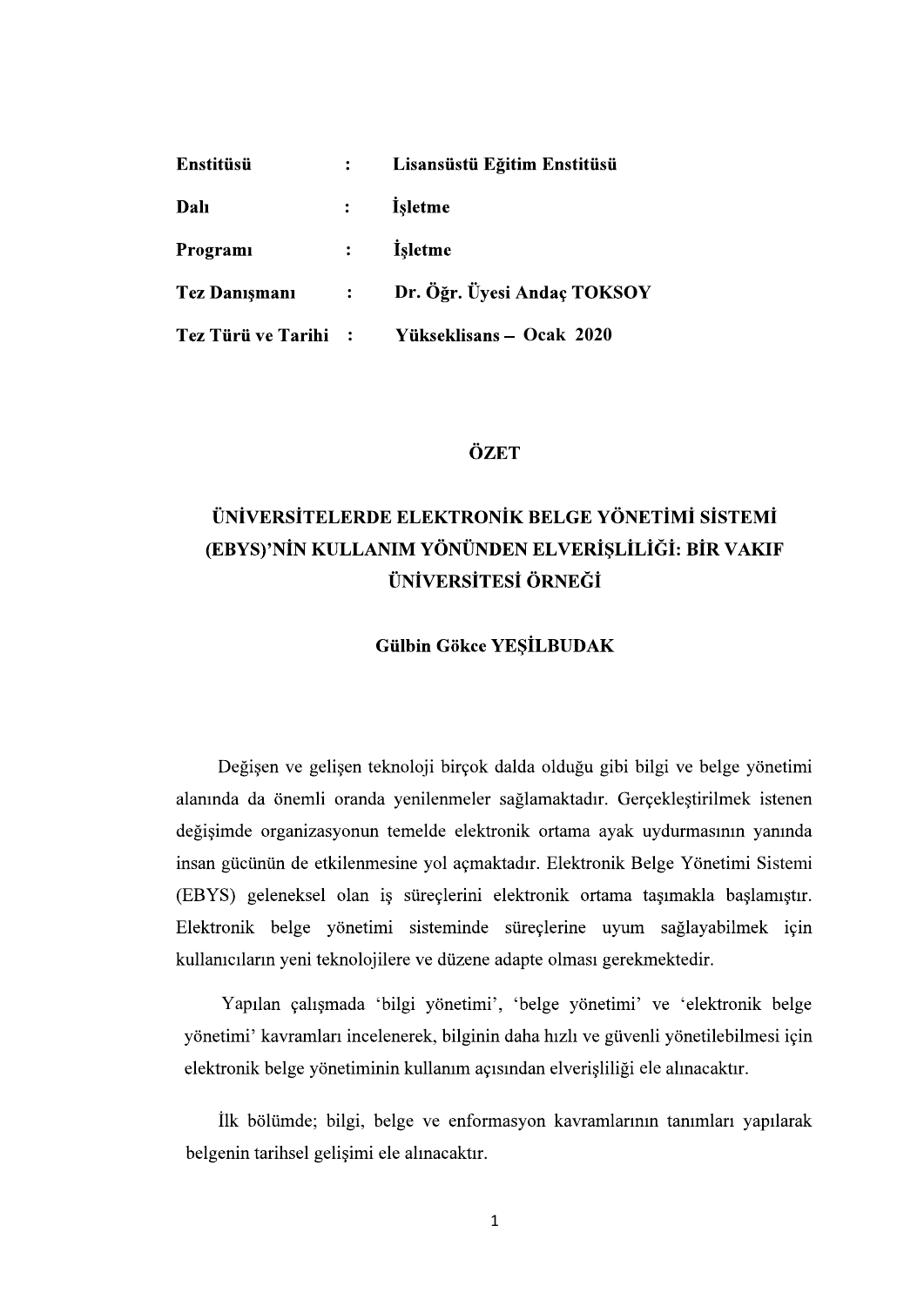| | | |
|---|---|---|
| **Enstitüsü** | **:** | **Lisansüstü Eğitim Enstitüsü** |
| **Dalı** | **:** | **İşletme** |
| **Programı** | **:** | **İşletme** |
| **Tez Danışmanı** | **:** | **Dr. Öğr. Üyesi Andaç TOKSOY** |
| **Tez Türü ve Tarihi** | **:** | **Yükseklisans – Ocak 2020** |

# ÖZET

## ÜNİVERSİTELERDE ELEKTRONİK BELGE YÖNETİMİ SİSTEMİ (EBYS)'NİN KULLANIM YÖNÜNDEN ELVERİŞLİLİĞİ: BİR VAKIF ÜNİVERSİTESİ ÖRNEĞİ

**Gülbin Gökce YEŞİLBUDAK**

Değişen ve gelişen teknoloji birçok dalda olduğu gibi bilgi ve belge yönetimi alanında da önemli oranda yenilenmeler sağlamaktadır. Gerçekleştirilmek istenen değişimde organizasyonun temelde elektronik ortama ayak uydurmasının yanında insan gücünün de etkilenmesine yol açmaktadır. Elektronik Belge Yönetimi Sistemi (EBYS) geleneksel olan iş süreçlerini elektronik ortama taşımakla başlamıştır. Elektronik belge yönetimi sisteminde süreçlerine uyum sağlayabilmek için kullanıcıların yeni teknolojilere ve düzene adapte olması gerekmektedir.

Yapılan çalışmada 'bilgi yönetimi', 'belge yönetimi' ve 'elektronik belge yönetimi' kavramları incelenerek, bilginin daha hızlı ve güvenli yönetilebilmesi için elektronik belge yönetiminin kullanım açısından elverişliliği ele alınacaktır.

İlk bölümde; bilgi, belge ve enformasyon kavramlarının tanımları yapılarak belgenin tarihsel gelişimi ele alınacaktır.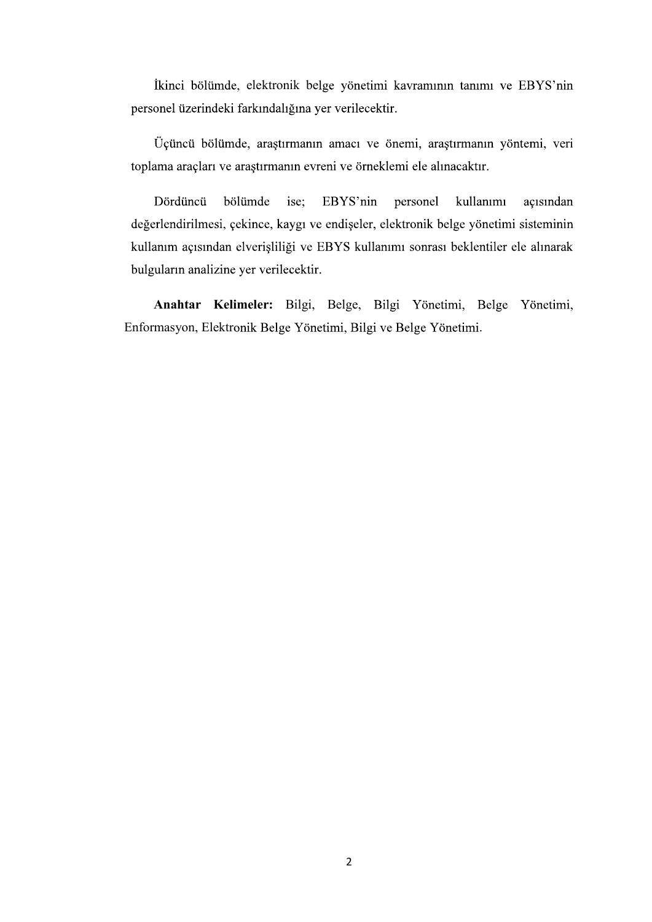İkinci bölümde, elektronik belge yönetimi kavramının tanımı ve EBYS'nin personel üzerindeki farkındalığına yer verilecektir.

Üçüncü bölümde, araştırmanın amacı ve önemi, araştırmanın yöntemi, veri toplama araçları ve araştırmanın evreni ve örneklemi ele alınacaktır.

Dördüncü bölümde ise; EBYS'nin personel kullanımı açısından değerlendirilmesi, çekince, kaygı ve endişeler, elektronik belge yönetimi sisteminin kullanım açısından elverişliliği ve EBYS kullanımı sonrası beklentiler ele alınarak bulguların analizine yer verilecektir.

**Anahtar Kelimeler:** Bilgi, Belge, Bilgi Yönetimi, Belge Yönetimi, Enformasyon, Elektronik Belge Yönetimi, Bilgi ve Belge Yönetimi.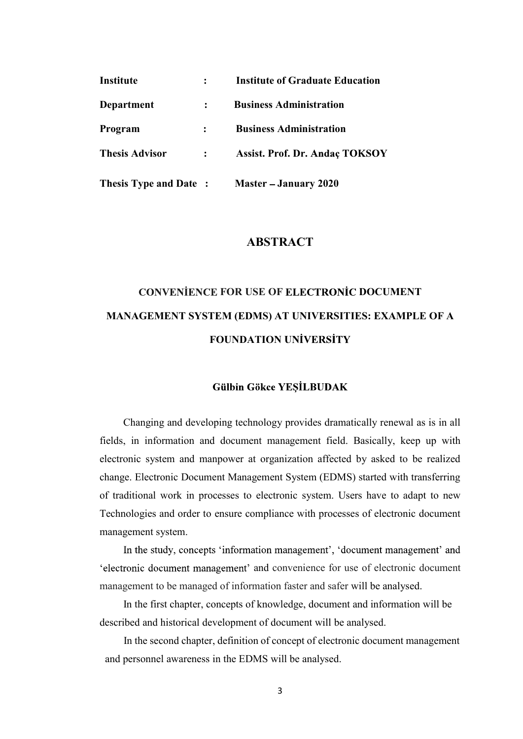| | | |
|---|---|---|
| **Institute** | **:** | **Institute of Graduate Education** |
| **Department** | **:** | **Business Administration** |
| **Program** | **:** | **Business Administration** |
| **Thesis Advisor** | **:** | **Assist. Prof. Dr. Andaç TOKSOY** |
| **Thesis Type and Date** | **:** | **Master – January 2020** |

# ABSTRACT

## CONVENİENCE FOR USE OF ELECTRONİC DOCUMENT MANAGEMENT SYSTEM (EDMS) AT UNIVERSITIES: EXAMPLE OF A FOUNDATION UNİVERSİTY

**Gülbin Gökce YEŞİLBUDAK**

Changing and developing technology provides dramatically renewal as is in all fields, in information and document management field. Basically, keep up with electronic system and manpower at organization affected by asked to be realized change. Electronic Document Management System (EDMS) started with transferring of traditional work in processes to electronic system. Users have to adapt to new Technologies and order to ensure compliance with processes of electronic document management system.

In the study, concepts 'information management', 'document management' and 'electronic document management' and convenience for use of electronic document management to be managed of information faster and safer will be analysed.

In the first chapter, concepts of knowledge, document and information will be described and historical development of document will be analysed.

In the second chapter, definition of concept of electronic document management and personnel awareness in the EDMS will be analysed.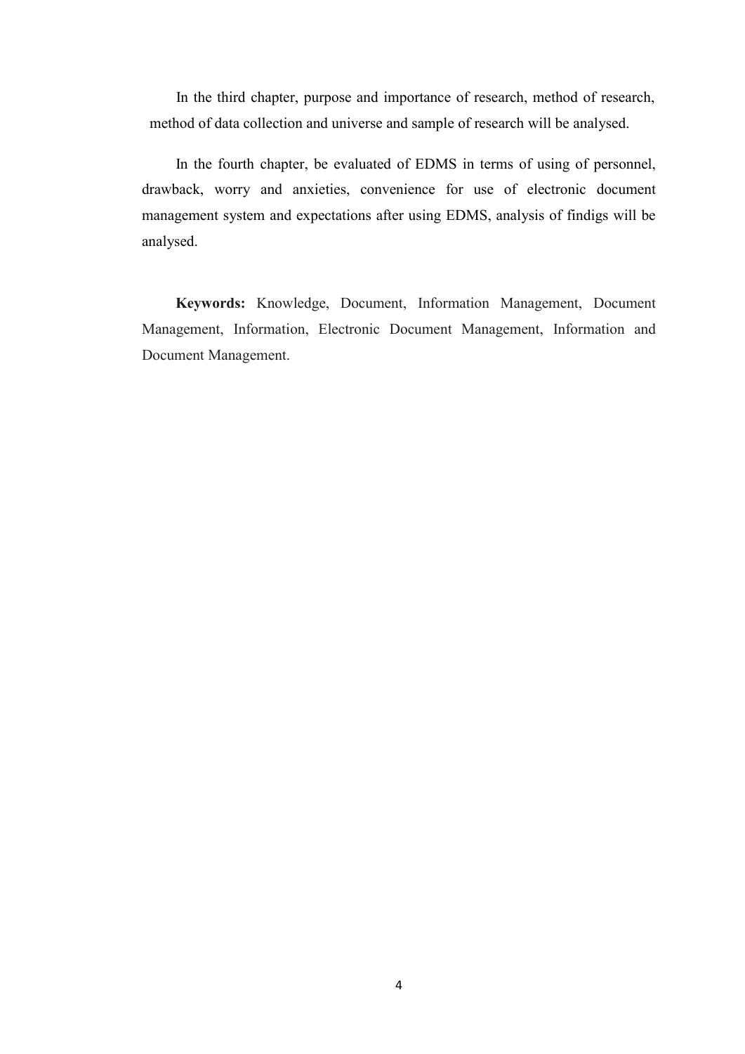In the third chapter, purpose and importance of research, method of research, method of data collection and universe and sample of research will be analysed.

In the fourth chapter, be evaluated of EDMS in terms of using of personnel, drawback, worry and anxieties, convenience for use of electronic document management system and expectations after using EDMS, analysis of findigs will be analysed.

**Keywords:** Knowledge, Document, Information Management, Document Management, Information, Electronic Document Management, Information and Document Management.